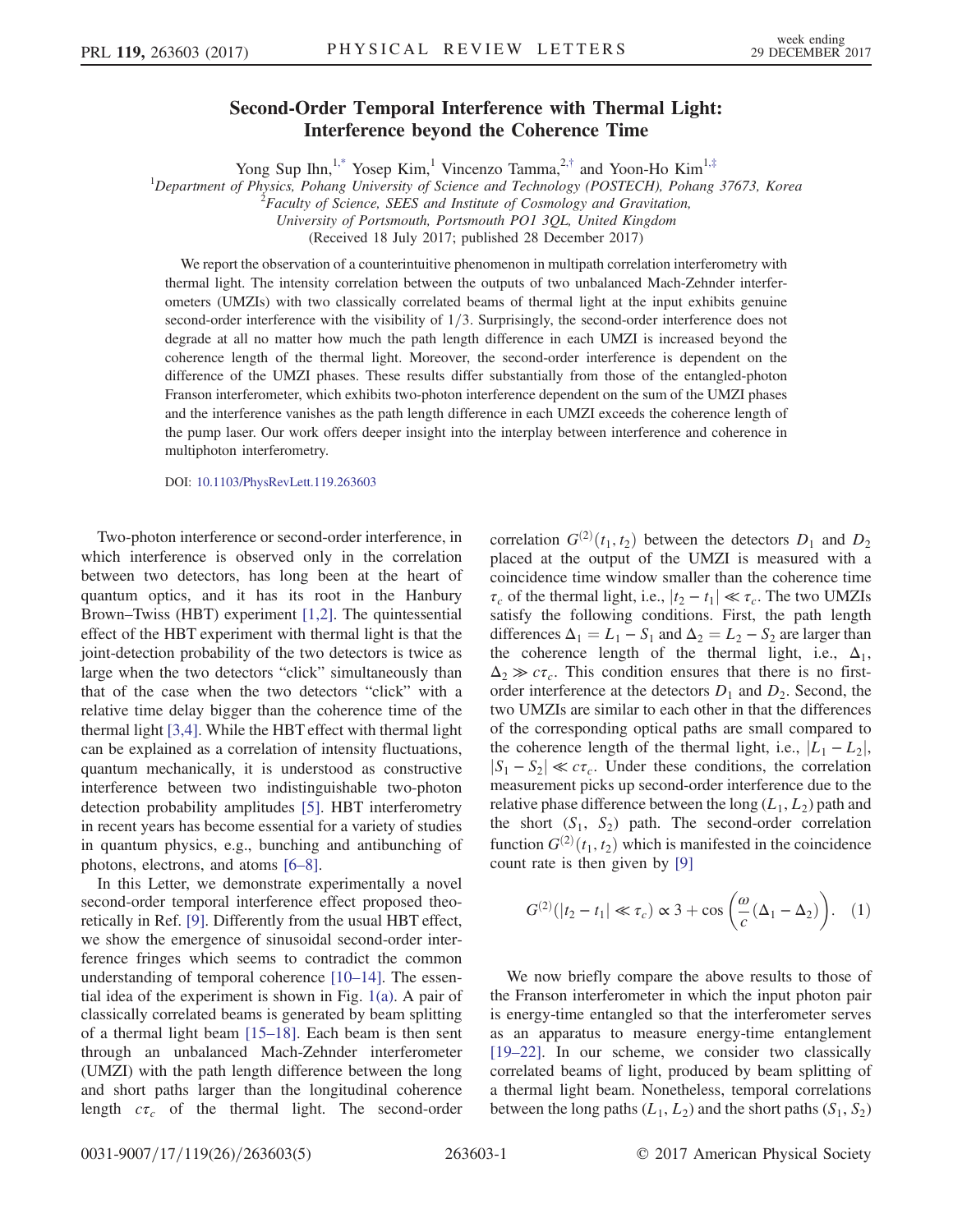# Second-Order Temporal Interference with Thermal Light: Interference beyond the Coherence Time

Yong Sup Ihn,[1,*] Yosep Kim,[1] Vincenzo Tamma,[2,†] and Yoon-Ho Kim[1,‡]

[1]Department of Physics, Pohang University of Science and Technology (POSTECH), Pohang 37673, Korea

[2]Faculty of Science, SEES and Institute of Cosmology and Gravitation, University of Portsmouth, Portsmouth PO1 3QL, United Kingdom

(Received 18 July 2017; published 28 December 2017)

We report the observation of a counterintuitive phenomenon in multipath correlation interferometry with thermal light. The intensity correlation between the outputs of two unbalanced Mach-Zehnder interferometers (UMZIs) with two classically correlated beams of thermal light at the input exhibits genuine second-order interference with the visibility of 1/3. Surprisingly, the second-order interference does not degrade at all no matter how much the path length difference in each UMZI is increased beyond the coherence length of the thermal light. Moreover, the second-order interference is dependent on the difference of the UMZI phases. These results differ substantially from those of the entangled-photon Franson interferometer, which exhibits two-photon interference dependent on the sum of the UMZI phases and the interference vanishes as the path length difference in each UMZI exceeds the coherence length of the pump laser. Our work offers deeper insight into the interplay between interference and coherence in multiphoton interferometry.

DOI: 10.1103/PhysRevLett.119.263603

Two-photon interference or second-order interference, in which interference is observed only in the correlation between two detectors, has long been at the heart of quantum optics, and it has its root in the Hanbury Brown–Twiss (HBT) experiment [1,2]. The quintessential effect of the HBT experiment with thermal light is that the joint-detection probability of the two detectors is twice as large when the two detectors "click" simultaneously than that of the case when the two detectors "click" with a relative time delay bigger than the coherence time of the thermal light [3,4]. While the HBT effect with thermal light can be explained as a correlation of intensity fluctuations, quantum mechanically, it is understood as constructive interference between two indistinguishable two-photon detection probability amplitudes [5]. HBT interferometry in recent years has become essential for a variety of studies in quantum physics, e.g., bunching and antibunching of photons, electrons, and atoms [6–8].

In this Letter, we demonstrate experimentally a novel second-order temporal interference effect proposed theoretically in Ref. [9]. Differently from the usual HBT effect, we show the emergence of sinusoidal second-order interference fringes which seems to contradict the common understanding of temporal coherence [10–14]. The essential idea of the experiment is shown in Fig. 1(a). A pair of classically correlated beams is generated by beam splitting of a thermal light beam [15–18]. Each beam is then sent through an unbalanced Mach-Zehnder interferometer (UMZI) with the path length difference between the long and short paths larger than the longitudinal coherence length $c\tau_c$ of the thermal light. The second-order correlation $G^{(2)}(t_1, t_2)$ between the detectors $D_1$ and $D_2$ placed at the output of the UMZI is measured with a coincidence time window smaller than the coherence time $\tau_c$ of the thermal light, i.e., $|t_2 - t_1| \ll \tau_c$. The two UMZIs satisfy the following conditions. First, the path length differences $\Delta_1 = L_1 - S_1$ and $\Delta_2 = L_2 - S_2$ are larger than the coherence length of the thermal light, i.e., $\Delta_1$, $\Delta_2 \gg c\tau_c$. This condition ensures that there is no first-order interference at the detectors $D_1$ and $D_2$. Second, the two UMZIs are similar to each other in that the differences of the corresponding optical paths are small compared to the coherence length of the thermal light, i.e., $|L_1 - L_2|$, $|S_1 - S_2| \ll c\tau_c$. Under these conditions, the correlation measurement picks up second-order interference due to the relative phase difference between the long $(L_1, L_2)$ path and the short $(S_1, S_2)$ path. The second-order correlation function $G^{(2)}(t_1, t_2)$ which is manifested in the coincidence count rate is then given by [9]

$$G^{(2)}(|t_2 - t_1| \ll \tau_c) \propto 3 + \cos\left(\frac{\omega}{c}(\Delta_1 - \Delta_2)\right). \quad (1)$$

We now briefly compare the above results to those of the Franson interferometer in which the input photon pair is energy-time entangled so that the interferometer serves as an apparatus to measure energy-time entanglement [19–22]. In our scheme, we consider two classically correlated beams of light, produced by beam splitting of a thermal light beam. Nonetheless, temporal correlations between the long paths $(L_1, L_2)$ and the short paths $(S_1, S_2)$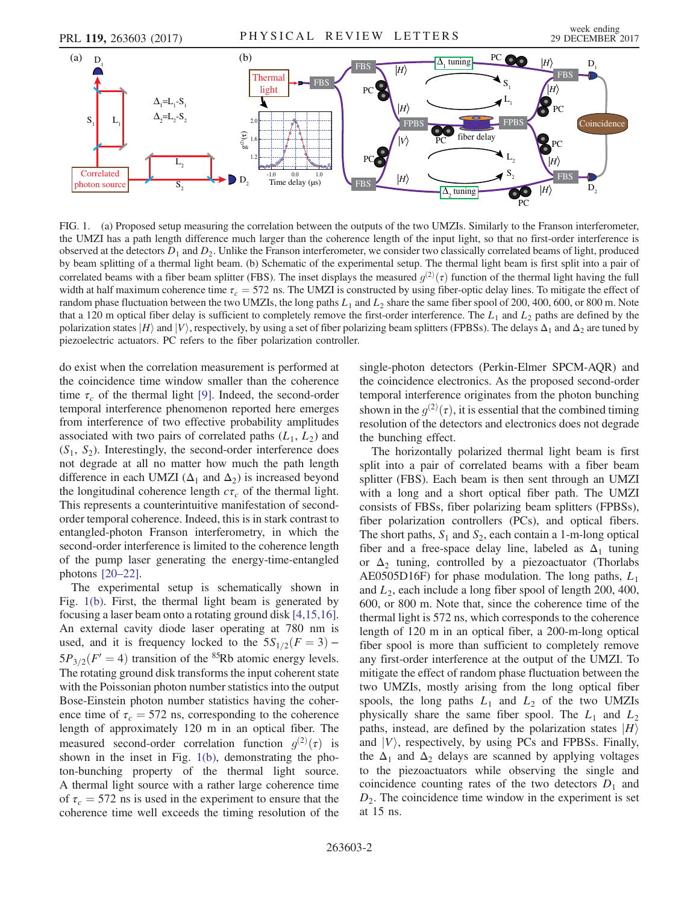FIG. 1. (a) Proposed setup measuring the correlation between the outputs of the two UMZIs. Similarly to the Franson interferometer, the UMZI has a path length difference much larger than the coherence length of the input light, so that no first-order interference is observed at the detectors $D_1$ and $D_2$. Unlike the Franson interferometer, we consider two classically correlated beams of light, produced by beam splitting of a thermal light beam. (b) Schematic of the experimental setup. The thermal light beam is first split into a pair of correlated beams with a fiber beam splitter (FBS). The inset displays the measured $g^{(2)}(\tau)$ function of the thermal light having the full width at half maximum coherence time $\tau_c = 572$ ns. The UMZI is constructed by using fiber-optic delay lines. To mitigate the effect of random phase fluctuation between the two UMZIs, the long paths $L_1$ and $L_2$ share the same fiber spool of 200, 400, 600, or 800 m. Note that a 120 m optical fiber delay is sufficient to completely remove the first-order interference. The $L_1$ and $L_2$ paths are defined by the polarization states $|H\rangle$ and $|V\rangle$, respectively, by using a set of fiber polarizing beam splitters (FPBSs). The delays $\Delta_1$ and $\Delta_2$ are tuned by piezoelectric actuators. PC refers to the fiber polarization controller.

do exist when the correlation measurement is performed at the coincidence time window smaller than the coherence time $\tau_c$ of the thermal light [9]. Indeed, the second-order temporal interference phenomenon reported here emerges from interference of two effective probability amplitudes associated with two pairs of correlated paths ($L_1$, $L_2$) and ($S_1$, $S_2$). Interestingly, the second-order interference does not degrade at all no matter how much the path length difference in each UMZI ($\Delta_1$ and $\Delta_2$) is increased beyond the longitudinal coherence length $c\tau_c$ of the thermal light. This represents a counterintuitive manifestation of second-order temporal coherence. Indeed, this is in stark contrast to entangled-photon Franson interferometry, in which the second-order interference is limited to the coherence length of the pump laser generating the energy-time-entangled photons [20–22].

The experimental setup is schematically shown in Fig. 1(b). First, the thermal light beam is generated by focusing a laser beam onto a rotating ground disk [4,15,16]. An external cavity diode laser operating at 780 nm is used, and it is frequency locked to the $5S_{1/2}(F=3) - 5P_{3/2}(F'=4)$ transition of the $^{85}$Rb atomic energy levels. The rotating ground disk transforms the input coherent state with the Poissonian photon number statistics into the output Bose-Einstein photon number statistics having the coherence time of $\tau_c = 572$ ns, corresponding to the coherence length of approximately 120 m in an optical fiber. The measured second-order correlation function $g^{(2)}(\tau)$ is shown in the inset in Fig. 1(b), demonstrating the photon-bunching property of the thermal light source. A thermal light source with a rather large coherence time of $\tau_c = 572$ ns is used in the experiment to ensure that the coherence time well exceeds the timing resolution of the single-photon detectors (Perkin-Elmer SPCM-AQR) and the coincidence electronics. As the proposed second-order temporal interference originates from the photon bunching shown in the $g^{(2)}(\tau)$, it is essential that the combined timing resolution of the detectors and electronics does not degrade the bunching effect.

The horizontally polarized thermal light beam is first split into a pair of correlated beams with a fiber beam splitter (FBS). Each beam is then sent through an UMZI with a long and a short optical fiber path. The UMZI consists of FBSs, fiber polarizing beam splitters (FPBSs), fiber polarization controllers (PCs), and optical fibers. The short paths, $S_1$ and $S_2$, each contain a 1-m-long optical fiber and a free-space delay line, labeled as $\Delta_1$ tuning or $\Delta_2$ tuning, controlled by a piezoactuator (Thorlabs AE0505D16F) for phase modulation. The long paths, $L_1$ and $L_2$, each include a long fiber spool of length 200, 400, 600, or 800 m. Note that, since the coherence time of the thermal light is 572 ns, which corresponds to the coherence length of 120 m in an optical fiber, a 200-m-long optical fiber spool is more than sufficient to completely remove any first-order interference at the output of the UMZI. To mitigate the effect of random phase fluctuation between the two UMZIs, mostly arising from the long optical fiber spools, the long paths $L_1$ and $L_2$ of the two UMZIs physically share the same fiber spool. The $L_1$ and $L_2$ paths, instead, are defined by the polarization states $|H\rangle$ and $|V\rangle$, respectively, by using PCs and FPBSs. Finally, the $\Delta_1$ and $\Delta_2$ delays are scanned by applying voltages to the piezoactuators while observing the single and coincidence counting rates of the two detectors $D_1$ and $D_2$. The coincidence time window in the experiment is set at 15 ns.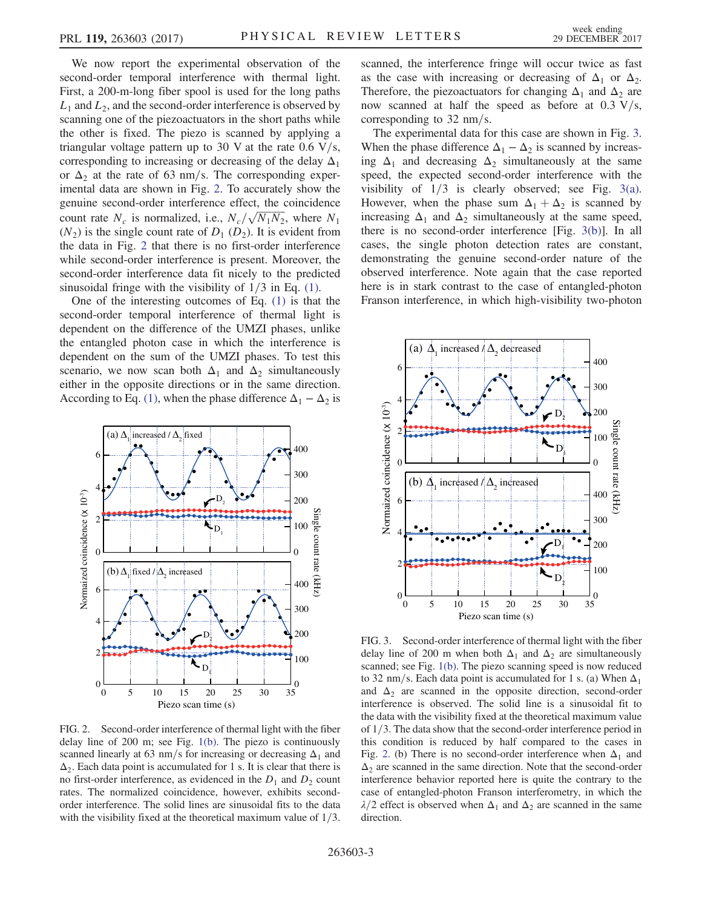We now report the experimental observation of the second-order temporal interference with thermal light. First, a 200-m-long fiber spool is used for the long paths $L_1$ and $L_2$, and the second-order interference is observed by scanning one of the piezoactuators in the short paths while the other is fixed. The piezo is scanned by applying a triangular voltage pattern up to 30 V at the rate 0.6 V/s, corresponding to increasing or decreasing of the delay $\Delta_1$ or $\Delta_2$ at the rate of 63 nm/s. The corresponding experimental data are shown in Fig. 2. To accurately show the genuine second-order interference effect, the coincidence count rate $N_c$ is normalized, i.e., $N_c/\sqrt{N_1 N_2}$, where $N_1$ ($N_2$) is the single count rate of $D_1$ ($D_2$). It is evident from the data in Fig. 2 that there is no first-order interference while second-order interference is present. Moreover, the second-order interference data fit nicely to the predicted sinusoidal fringe with the visibility of $1/3$ in Eq. (1).

One of the interesting outcomes of Eq. (1) is that the second-order temporal interference of thermal light is dependent on the difference of the UMZI phases, unlike the entangled photon case in which the interference is dependent on the sum of the UMZI phases. To test this scenario, we now scan both $\Delta_1$ and $\Delta_2$ simultaneously either in the opposite directions or in the same direction. According to Eq. (1), when the phase difference $\Delta_1 - \Delta_2$ is scanned, the interference fringe will occur twice as fast as the case with increasing or decreasing of $\Delta_1$ or $\Delta_2$. Therefore, the piezoactuators for changing $\Delta_1$ and $\Delta_2$ are now scanned at half the speed as before at 0.3 V/s, corresponding to 32 nm/s.

The experimental data for this case are shown in Fig. 3. When the phase difference $\Delta_1 - \Delta_2$ is scanned by increasing $\Delta_1$ and decreasing $\Delta_2$ simultaneously at the same speed, the expected second-order interference with the visibility of $1/3$ is clearly observed; see Fig. 3(a). However, when the phase sum $\Delta_1 + \Delta_2$ is scanned by increasing $\Delta_1$ and $\Delta_2$ simultaneously at the same speed, there is no second-order interference [Fig. 3(b)]. In all cases, the single photon detection rates are constant, demonstrating the genuine second-order nature of the observed interference. Note again that the case reported here is in stark contrast to the case of entangled-photon Franson interference, in which high-visibility two-photon

FIG. 2. Second-order interference of thermal light with the fiber delay line of 200 m; see Fig. 1(b). The piezo is continuously scanned linearly at 63 nm/s for increasing or decreasing $\Delta_1$ and $\Delta_2$. Each data point is accumulated for 1 s. It is clear that there is no first-order interference, as evidenced in the $D_1$ and $D_2$ count rates. The normalized coincidence, however, exhibits second-order interference. The solid lines are sinusoidal fits to the data with the visibility fixed at the theoretical maximum value of $1/3$.

FIG. 3. Second-order interference of thermal light with the fiber delay line of 200 m when both $\Delta_1$ and $\Delta_2$ are simultaneously scanned; see Fig. 1(b). The piezo scanning speed is now reduced to 32 nm/s. Each data point is accumulated for 1 s. (a) When $\Delta_1$ and $\Delta_2$ are scanned in the opposite direction, second-order interference is observed. The solid line is a sinusoidal fit to the data with the visibility fixed at the theoretical maximum value of $1/3$. The data show that the second-order interference period in this condition is reduced by half compared to the cases in Fig. 2. (b) There is no second-order interference when $\Delta_1$ and $\Delta_2$ are scanned in the same direction. Note that the second-order interference behavior reported here is quite the contrary to the case of entangled-photon Franson interferometry, in which the $\lambda/2$ effect is observed when $\Delta_1$ and $\Delta_2$ are scanned in the same direction.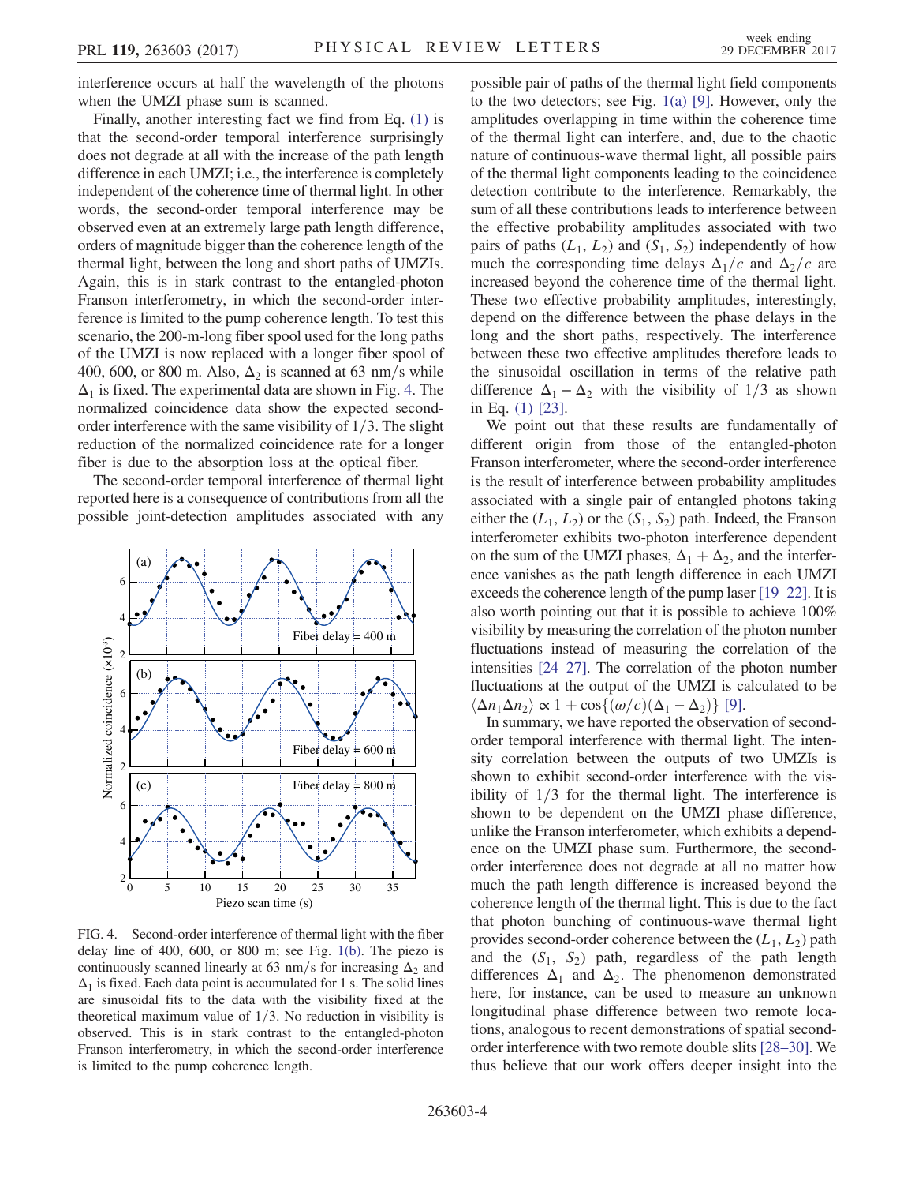interference occurs at half the wavelength of the photons when the UMZI phase sum is scanned.

Finally, another interesting fact we find from Eq. (1) is that the second-order temporal interference surprisingly does not degrade at all with the increase of the path length difference in each UMZI; i.e., the interference is completely independent of the coherence time of thermal light. In other words, the second-order temporal interference may be observed even at an extremely large path length difference, orders of magnitude bigger than the coherence length of the thermal light, between the long and short paths of UMZIs. Again, this is in stark contrast to the entangled-photon Franson interferometry, in which the second-order interference is limited to the pump coherence length. To test this scenario, the 200-m-long fiber spool used for the long paths of the UMZI is now replaced with a longer fiber spool of 400, 600, or 800 m. Also, $\Delta_2$ is scanned at 63 nm/s while $\Delta_1$ is fixed. The experimental data are shown in Fig. 4. The normalized coincidence data show the expected second-order interference with the same visibility of $1/3$. The slight reduction of the normalized coincidence rate for a longer fiber is due to the absorption loss at the optical fiber.

The second-order temporal interference of thermal light reported here is a consequence of contributions from all the possible joint-detection amplitudes associated with any possible pair of paths of the thermal light field components to the two detectors; see Fig. 1(a) [9]. However, only the amplitudes overlapping in time within the coherence time of the thermal light can interfere, and, due to the chaotic nature of continuous-wave thermal light, all possible pairs of the thermal light components leading to the coincidence detection contribute to the interference. Remarkably, the sum of all these contributions leads to interference between the effective probability amplitudes associated with two pairs of paths $(L_1, L_2)$ and $(S_1, S_2)$ independently of how much the corresponding time delays $\Delta_1/c$ and $\Delta_2/c$ are increased beyond the coherence time of the thermal light. These two effective probability amplitudes, interestingly, depend on the difference between the phase delays in the long and the short paths, respectively. The interference between these two effective amplitudes therefore leads to the sinusoidal oscillation in terms of the relative path difference $\Delta_1 - \Delta_2$ with the visibility of $1/3$ as shown in Eq. (1) [23].

We point out that these results are fundamentally of different origin from those of the entangled-photon Franson interferometer, where the second-order interference is the result of interference between probability amplitudes associated with a single pair of entangled photons taking either the $(L_1, L_2)$ or the $(S_1, S_2)$ path. Indeed, the Franson interferometer exhibits two-photon interference dependent on the sum of the UMZI phases, $\Delta_1 + \Delta_2$, and the interference vanishes as the path length difference in each UMZI exceeds the coherence length of the pump laser [19–22]. It is also worth pointing out that it is possible to achieve 100% visibility by measuring the correlation of the photon number fluctuations instead of measuring the correlation of the intensities [24–27]. The correlation of the photon number fluctuations at the output of the UMZI is calculated to be $\langle \Delta n_1 \Delta n_2 \rangle \propto 1 + \cos\{(\omega/c)(\Delta_1 - \Delta_2)\}$ [9].

In summary, we have reported the observation of second-order temporal interference with thermal light. The intensity correlation between the outputs of two UMZIs is shown to exhibit second-order interference with the visibility of $1/3$ for the thermal light. The interference is shown to be dependent on the UMZI phase difference, unlike the Franson interferometer, which exhibits a dependence on the UMZI phase sum. Furthermore, the second-order interference does not degrade at all no matter how much the path length difference is increased beyond the coherence length of the thermal light. This is due to the fact that photon bunching of continuous-wave thermal light provides second-order coherence between the $(L_1, L_2)$ path and the $(S_1, S_2)$ path, regardless of the path length differences $\Delta_1$ and $\Delta_2$. The phenomenon demonstrated here, for instance, can be used to measure an unknown longitudinal phase difference between two remote locations, analogous to recent demonstrations of spatial second-order interference with two remote double slits [28–30]. We thus believe that our work offers deeper insight into the

FIG. 4. Second-order interference of thermal light with the fiber delay line of 400, 600, or 800 m; see Fig. 1(b). The piezo is continuously scanned linearly at 63 nm/s for increasing $\Delta_2$ and $\Delta_1$ is fixed. Each data point is accumulated for 1 s. The solid lines are sinusoidal fits to the data with the visibility fixed at the theoretical maximum value of $1/3$. No reduction in visibility is observed. This is in stark contrast to the entangled-photon Franson interferometry, in which the second-order interference is limited to the pump coherence length.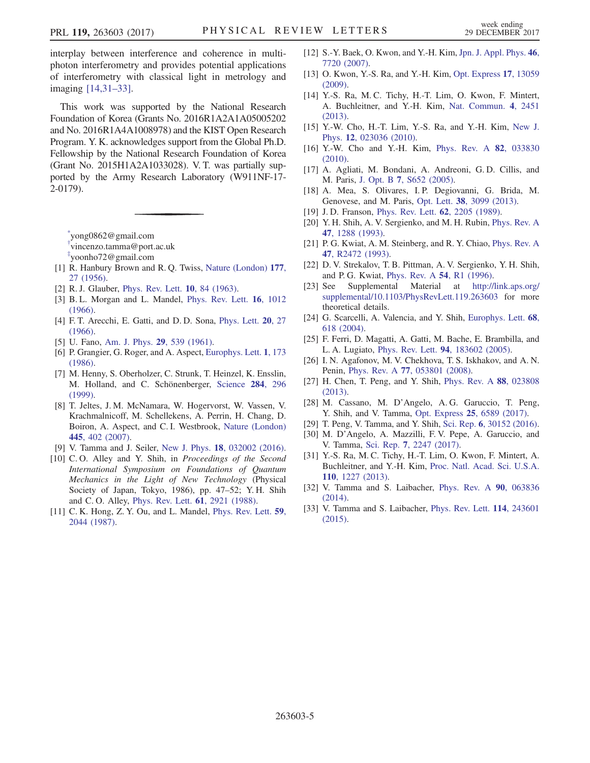interplay between interference and coherence in multiphoton interferometry and provides potential applications of interferometry with classical light in metrology and imaging [14,31–33].

This work was supported by the National Research Foundation of Korea (Grants No. 2016R1A2A1A05005202 and No. 2016R1A4A1008978) and the KIST Open Research Program. Y. K. acknowledges support from the Global Ph.D. Fellowship by the National Research Foundation of Korea (Grant No. 2015H1A2A1033028). V. T. was partially supported by the Army Research Laboratory (W911NF-17-2-0179).

---

[*] yong0862@gmail.com
[†] vincenzo.tamma@port.ac.uk
[‡] yoonho72@gmail.com

[1] R. Hanbury Brown and R. Q. Twiss, Nature (London) **177**, 27 (1956).
[2] R. J. Glauber, Phys. Rev. Lett. **10**, 84 (1963).
[3] B. L. Morgan and L. Mandel, Phys. Rev. Lett. **16**, 1012 (1966).
[4] F. T. Arecchi, E. Gatti, and D. D. Sona, Phys. Lett. **20**, 27 (1966).
[5] U. Fano, Am. J. Phys. **29**, 539 (1961).
[6] P. Grangier, G. Roger, and A. Aspect, Europhys. Lett. **1**, 173 (1986).
[7] M. Henny, S. Oberholzer, C. Strunk, T. Heinzel, K. Ensslin, M. Holland, and C. Schönenberger, Science **284**, 296 (1999).
[8] T. Jeltes, J. M. McNamara, W. Hogervorst, W. Vassen, V. Krachmalnicoff, M. Schellekens, A. Perrin, H. Chang, D. Boiron, A. Aspect, and C. I. Westbrook, Nature (London) **445**, 402 (2007).
[9] V. Tamma and J. Seiler, New J. Phys. **18**, 032002 (2016).
[10] C. O. Alley and Y. Shih, in *Proceedings of the Second International Symposium on Foundations of Quantum Mechanics in the Light of New Technology* (Physical Society of Japan, Tokyo, 1986), pp. 47–52; Y. H. Shih and C. O. Alley, Phys. Rev. Lett. **61**, 2921 (1988).
[11] C. K. Hong, Z. Y. Ou, and L. Mandel, Phys. Rev. Lett. **59**, 2044 (1987).
[12] S.-Y. Baek, O. Kwon, and Y.-H. Kim, Jpn. J. Appl. Phys. **46**, 7720 (2007).
[13] O. Kwon, Y.-S. Ra, and Y.-H. Kim, Opt. Express **17**, 13059 (2009).
[14] Y.-S. Ra, M. C. Tichy, H.-T. Lim, O. Kwon, F. Mintert, A. Buchleitner, and Y.-H. Kim, Nat. Commun. **4**, 2451 (2013).
[15] Y.-W. Cho, H.-T. Lim, Y.-S. Ra, and Y.-H. Kim, New J. Phys. **12**, 023036 (2010).
[16] Y.-W. Cho and Y.-H. Kim, Phys. Rev. A **82**, 033830 (2010).
[17] A. Agliati, M. Bondani, A. Andreoni, G. D. Cillis, and M. Paris, J. Opt. B **7**, S652 (2005).
[18] A. Mea, S. Olivares, I. P. Degiovanni, G. Brida, M. Genovese, and M. Paris, Opt. Lett. **38**, 3099 (2013).
[19] J. D. Franson, Phys. Rev. Lett. **62**, 2205 (1989).
[20] Y. H. Shih, A. V. Sergienko, and M. H. Rubin, Phys. Rev. A **47**, 1288 (1993).
[21] P. G. Kwiat, A. M. Steinberg, and R. Y. Chiao, Phys. Rev. A **47**, R2472 (1993).
[22] D. V. Strekalov, T. B. Pittman, A. V. Sergienko, Y. H. Shih, and P. G. Kwiat, Phys. Rev. A **54**, R1 (1996).
[23] See Supplemental Material at http://link.aps.org/supplemental/10.1103/PhysRevLett.119.263603 for more theoretical details.
[24] G. Scarcelli, A. Valencia, and Y. Shih, Europhys. Lett. **68**, 618 (2004).
[25] F. Ferri, D. Magatti, A. Gatti, M. Bache, E. Brambilla, and L. A. Lugiato, Phys. Rev. Lett. **94**, 183602 (2005).
[26] I. N. Agafonov, M. V. Chekhova, T. S. Iskhakov, and A. N. Penin, Phys. Rev. A **77**, 053801 (2008).
[27] H. Chen, T. Peng, and Y. Shih, Phys. Rev. A **88**, 023808 (2013).
[28] M. Cassano, M. D'Angelo, A. G. Garuccio, T. Peng, Y. Shih, and V. Tamma, Opt. Express **25**, 6589 (2017).
[29] T. Peng, V. Tamma, and Y. Shih, Sci. Rep. **6**, 30152 (2016).
[30] M. D'Angelo, A. Mazzilli, F. V. Pepe, A. Garuccio, and V. Tamma, Sci. Rep. **7**, 2247 (2017).
[31] Y.-S. Ra, M. C. Tichy, H.-T. Lim, O. Kwon, F. Mintert, A. Buchleitner, and Y.-H. Kim, Proc. Natl. Acad. Sci. U.S.A. **110**, 1227 (2013).
[32] V. Tamma and S. Laibacher, Phys. Rev. A **90**, 063836 (2014).
[33] V. Tamma and S. Laibacher, Phys. Rev. Lett. **114**, 243601 (2015).